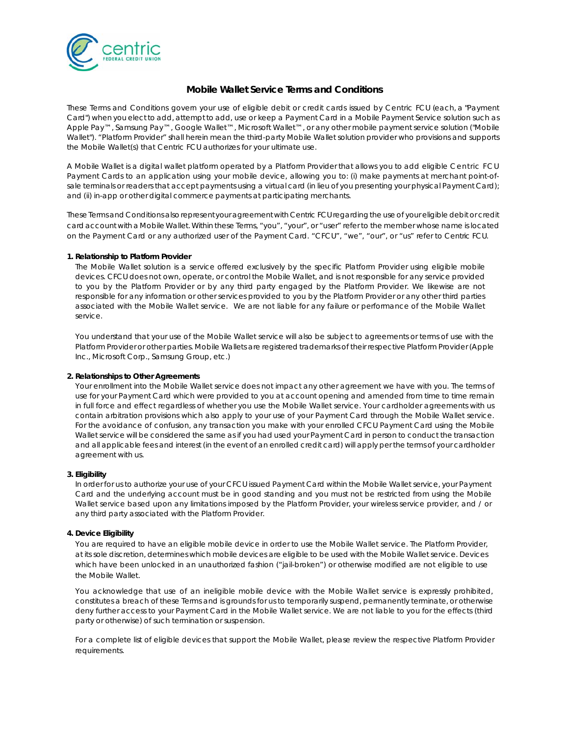# Mobile Wallet Service Terms and Conditions

These Terms and Conditions govern your use of eligible debit or credit cards issued by Centric FCU (each, a "Payment Card") when you elect to add, attempt to add, use or keep a Payment Card in a Mobile Payment Service solution such as Apple Pay™, Samsung Pay™, Google Wallet™, Microsoft Wallet™, or any other mobile payment service solution ("Mobile Wallet"). "Platform Provider" shall herein mean the third-party Mobile Wallet solution provider who provisions and supports the Mobile Wallet(s) that Centric FCU authorizes for your ultimate use.

A Mobile Wallet is a digital wallet platform operated by a Platform Provider that allows you to add eligible Centric FCU Payment Cards to an application using your mobile device, allowing you to: (i) make payments at merchant point-of-sale terminals or readers that accept payments using a virtual card (in lieu of you presenting your physical Payment Card); and (ii) in-app or other digital commerce payments at participating merchants.

These Terms and Conditions also represent your agreement with Centric FCU regarding the use of your eligible debit or credit card account with a Mobile Wallet. Within these Terms, "you", "your", or "user" refer to the member whose name is located on the Payment Card or any authorized user of the Payment Card. "CFCU", "we", "our", or "us" refer to Centric FCU.

**1. Relationship to Platform Provider**

The Mobile Wallet solution is a service offered exclusively by the specific Platform Provider using eligible mobile devices. CFCU does not own, operate, or control the Mobile Wallet, and is not responsible for any service provided to you by the Platform Provider or by any third party engaged by the Platform Provider. We likewise are not responsible for any information or other services provided to you by the Platform Provider or any other third parties associated with the Mobile Wallet service. We are not liable for any failure or performance of the Mobile Wallet service.

You understand that your use of the Mobile Wallet service will also be subject to agreements or terms of use with the Platform Provider or other parties. Mobile Wallets are registered trademarks of their respective Platform Provider (Apple Inc., Microsoft Corp., Samsung Group, etc.)

**2. Relationships to Other Agreements**

Your enrollment into the Mobile Wallet service does not impact any other agreement we have with you. The terms of use for your Payment Card which were provided to you at account opening and amended from time to time remain in full force and effect regardless of whether you use the Mobile Wallet service. Your cardholder agreements with us contain arbitration provisions which also apply to your use of your Payment Card through the Mobile Wallet service. For the avoidance of confusion, any transaction you make with your enrolled CFCU Payment Card using the Mobile Wallet service will be considered the same as if you had used your Payment Card in person to conduct the transaction and all applicable fees and interest (in the event of an enrolled credit card) will apply per the terms of your cardholder agreement with us.

**3. Eligibility**

In order for us to authorize your use of your CFCU issued Payment Card within the Mobile Wallet service, your Payment Card and the underlying account must be in good standing and you must not be restricted from using the Mobile Wallet service based upon any limitations imposed by the Platform Provider, your wireless service provider, and / or any third party associated with the Platform Provider.

**4. Device Eligibility**

You are required to have an eligible mobile device in order to use the Mobile Wallet service. The Platform Provider, at its sole discretion, determines which mobile devices are eligible to be used with the Mobile Wallet service. Devices which have been unlocked in an unauthorized fashion ("jail-broken") or otherwise modified are not eligible to use the Mobile Wallet.

You acknowledge that use of an ineligible mobile device with the Mobile Wallet service is expressly prohibited, constitutes a breach of these Terms and is grounds for us to temporarily suspend, permanently terminate, or otherwise deny further access to your Payment Card in the Mobile Wallet service. We are not liable to you for the effects (third party or otherwise) of such termination or suspension.

For a complete list of eligible devices that support the Mobile Wallet, please review the respective Platform Provider requirements.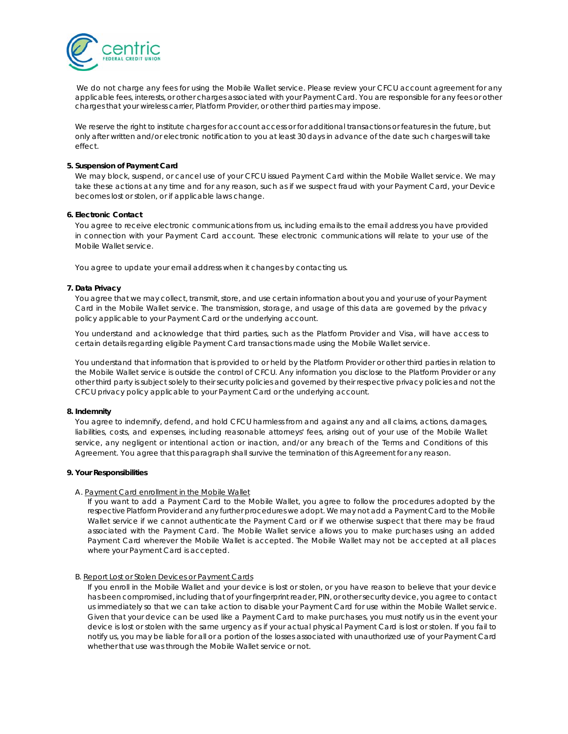We do not charge any fees for using the Mobile Wallet service. Please review your CFCU account agreement for any applicable fees, interests, or other charges associated with your Payment Card. You are responsible for any fees or other charges that your wireless carrier, Platform Provider, or other third parties may impose.

We reserve the right to institute charges for account access or for additional transactions or features in the future, but only after written and/or electronic notification to you at least 30 days in advance of the date such charges will take effect.

**5. Suspension of Payment Card**

We may block, suspend, or cancel use of your CFCU issued Payment Card within the Mobile Wallet service. We may take these actions at any time and for any reason, such as if we suspect fraud with your Payment Card, your Device becomes lost or stolen, or if applicable laws change.

**6. Electronic Contact**

You agree to receive electronic communications from us, including emails to the email address you have provided in connection with your Payment Card account. These electronic communications will relate to your use of the Mobile Wallet service.

You agree to update your email address when it changes by contacting us.

**7. Data Privacy**

You agree that we may collect, transmit, store, and use certain information about you and your use of your Payment Card in the Mobile Wallet service. The transmission, storage, and usage of this data are governed by the privacy policy applicable to your Payment Card or the underlying account.

You understand and acknowledge that third parties, such as the Platform Provider and Visa, will have access to certain details regarding eligible Payment Card transactions made using the Mobile Wallet service.

You understand that information that is provided to or held by the Platform Provider or other third parties in relation to the Mobile Wallet service is outside the control of CFCU. Any information you disclose to the Platform Provider or any other third party is subject solely to their security policies and governed by their respective privacy policies and not the CFCU privacy policy applicable to your Payment Card or the underlying account.

**8. Indemnity**

You agree to indemnify, defend, and hold CFCU harmless from and against any and all claims, actions, damages, liabilities, costs, and expenses, including reasonable attorneys' fees, arising out of your use of the Mobile Wallet service, any negligent or intentional action or inaction, and/or any breach of the Terms and Conditions of this Agreement. You agree that this paragraph shall survive the termination of this Agreement for any reason.

**9. Your Responsibilities**

A. Payment Card enrollment in the Mobile Wallet

If you want to add a Payment Card to the Mobile Wallet, you agree to follow the procedures adopted by the respective Platform Provider and any further procedures we adopt. We may not add a Payment Card to the Mobile Wallet service if we cannot authenticate the Payment Card or if we otherwise suspect that there may be fraud associated with the Payment Card. The Mobile Wallet service allows you to make purchases using an added Payment Card wherever the Mobile Wallet is accepted. The Mobile Wallet may not be accepted at all places where your Payment Card is accepted.

B. Report Lost or Stolen Devices or Payment Cards

If you enroll in the Mobile Wallet and your device is lost or stolen, or you have reason to believe that your device has been compromised, including that of your fingerprint reader, PIN, or other security device, you agree to contact us immediately so that we can take action to disable your Payment Card for use within the Mobile Wallet service. Given that your device can be used like a Payment Card to make purchases, you must notify us in the event your device is lost or stolen with the same urgency as if your actual physical Payment Card is lost or stolen. If you fail to notify us, you may be liable for all or a portion of the losses associated with unauthorized use of your Payment Card whether that use was through the Mobile Wallet service or not.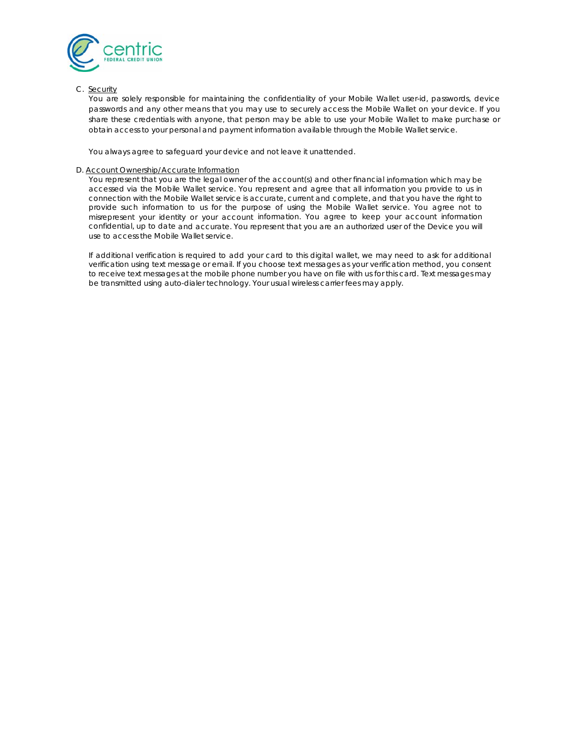C. Security

You are solely responsible for maintaining the confidentiality of your Mobile Wallet user-id, passwords, device passwords and any other means that you may use to securely access the Mobile Wallet on your device. If you share these credentials with anyone, that person may be able to use your Mobile Wallet to make purchase or obtain access to your personal and payment information available through the Mobile Wallet service.

You always agree to safeguard your device and not leave it unattended.

D. Account Ownership/Accurate Information

You represent that you are the legal owner of the account(s) and other financial information which may be accessed via the Mobile Wallet service. You represent and agree that all information you provide to us in connection with the Mobile Wallet service is accurate, current and complete, and that you have the right to provide such information to us for the purpose of using the Mobile Wallet service. You agree not to misrepresent your identity or your account information. You agree to keep your account information confidential, up to date and accurate. You represent that you are an authorized user of the Device you will use to access the Mobile Wallet service.

If additional verification is required to add your card to this digital wallet, we may need to ask for additional verification using text message or email. If you choose text messages as your verification method, you consent to receive text messages at the mobile phone number you have on file with us for this card. Text messages may be transmitted using auto-dialer technology. Your usual wireless carrier fees may apply.